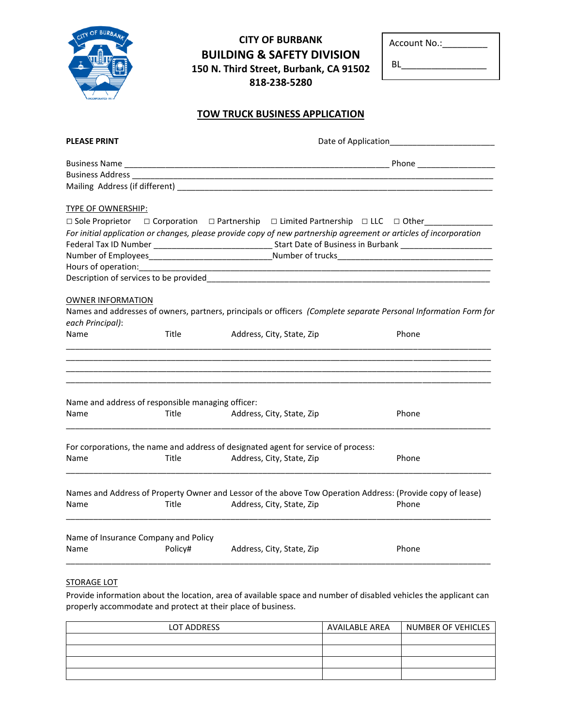# CITY OF BURBANK
## BUILDING & SAFETY DIVISION
**150 N. Third Street, Burbank, CA 91502**
**818-238-5280**

Account No.:_________

BL_________________

## TOW TRUCK BUSINESS APPLICATION

**PLEASE PRINT**

Date of Application______________________

Business Name ________________________________________________________ Phone _________________
Business Address ___________________________________________________________________________
Mailing Address (if different) ________________________________________________________________

TYPE OF OWNERSHIP:

☐ Sole Proprietor ☐ Corporation ☐ Partnership ☐ Limited Partnership ☐ LLC ☐ Other______________

*For initial application or changes, please provide copy of new partnership agreement or articles of incorporation*

Federal Tax ID Number _________________________ Start Date of Business in Burbank ____________________
Number of Employees___________________________Number of trucks__________________________________
Hours of operation:___________________________________________________________________________
Description of services to be provided_____________________________________________________________

OWNER INFORMATION

Names and addresses of owners, partners, principals or officers *(Complete separate Personal Information Form for each Principal)*:

Name Title Address, City, State, Zip Phone

_____________________________________________________________________________________________
_____________________________________________________________________________________________
_____________________________________________________________________________________________
_____________________________________________________________________________________________

Name and address of responsible managing officer:

Name Title Address, City, State, Zip Phone

_____________________________________________________________________________________________

For corporations, the name and address of designated agent for service of process:

Name Title Address, City, State, Zip Phone

_____________________________________________________________________________________________

Names and Address of Property Owner and Lessor of the above Tow Operation Address: (Provide copy of lease)

Name Title Address, City, State, Zip Phone

_____________________________________________________________________________________________

Name of Insurance Company and Policy

Name Policy# Address, City, State, Zip Phone

_____________________________________________________________________________________________

STORAGE LOT

Provide information about the location, area of available space and number of disabled vehicles the applicant can properly accommodate and protect at their place of business.

| LOT ADDRESS | AVAILABLE AREA | NUMBER OF VEHICLES |
|---|---|---|
| | | |
| | | |
| | | |
| | | |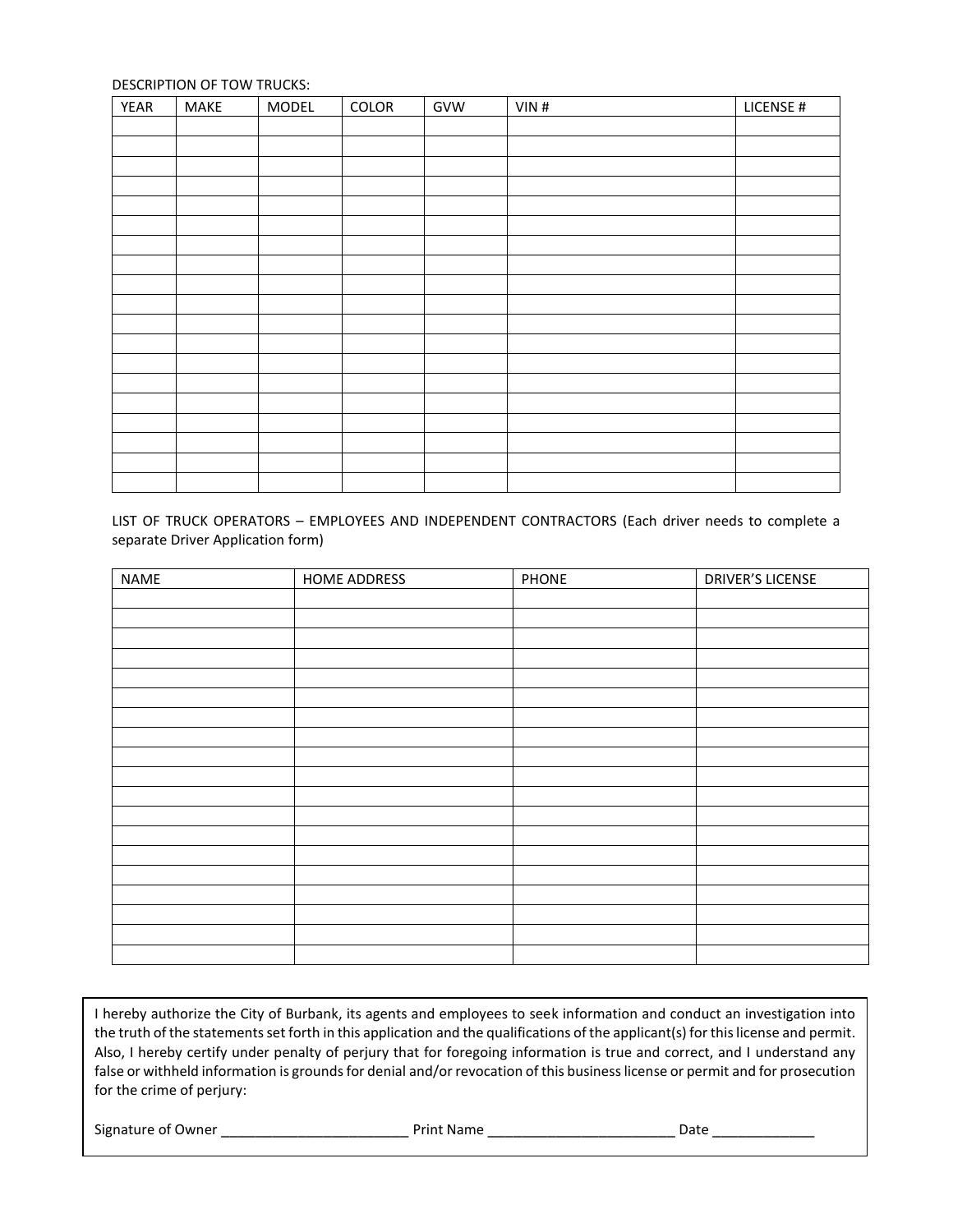DESCRIPTION OF TOW TRUCKS:

| YEAR | MAKE | MODEL | COLOR | GVW | VIN # | LICENSE # |
|---|---|---|---|---|---|---|
| | | | | | | |
| | | | | | | |
| | | | | | | |
| | | | | | | |
| | | | | | | |
| | | | | | | |
| | | | | | | |
| | | | | | | |
| | | | | | | |
| | | | | | | |
| | | | | | | |
| | | | | | | |
| | | | | | | |
| | | | | | | |
| | | | | | | |
| | | | | | | |
| | | | | | | |
| | | | | | | |
| | | | | | | |

LIST OF TRUCK OPERATORS – EMPLOYEES AND INDEPENDENT CONTRACTORS (Each driver needs to complete a separate Driver Application form)

| NAME | HOME ADDRESS | PHONE | DRIVER'S LICENSE |
|---|---|---|---|
| | | | |
| | | | |
| | | | |
| | | | |
| | | | |
| | | | |
| | | | |
| | | | |
| | | | |
| | | | |
| | | | |
| | | | |
| | | | |
| | | | |
| | | | |
| | | | |
| | | | |
| | | | |
| | | | |

I hereby authorize the City of Burbank, its agents and employees to seek information and conduct an investigation into the truth of the statements set forth in this application and the qualifications of the applicant(s) for this license and permit. Also, I hereby certify under penalty of perjury that for foregoing information is true and correct, and I understand any false or withheld information is grounds for denial and/or revocation of this business license or permit and for prosecution for the crime of perjury:

Signature of Owner ________________________ Print Name ________________________ Date _____________